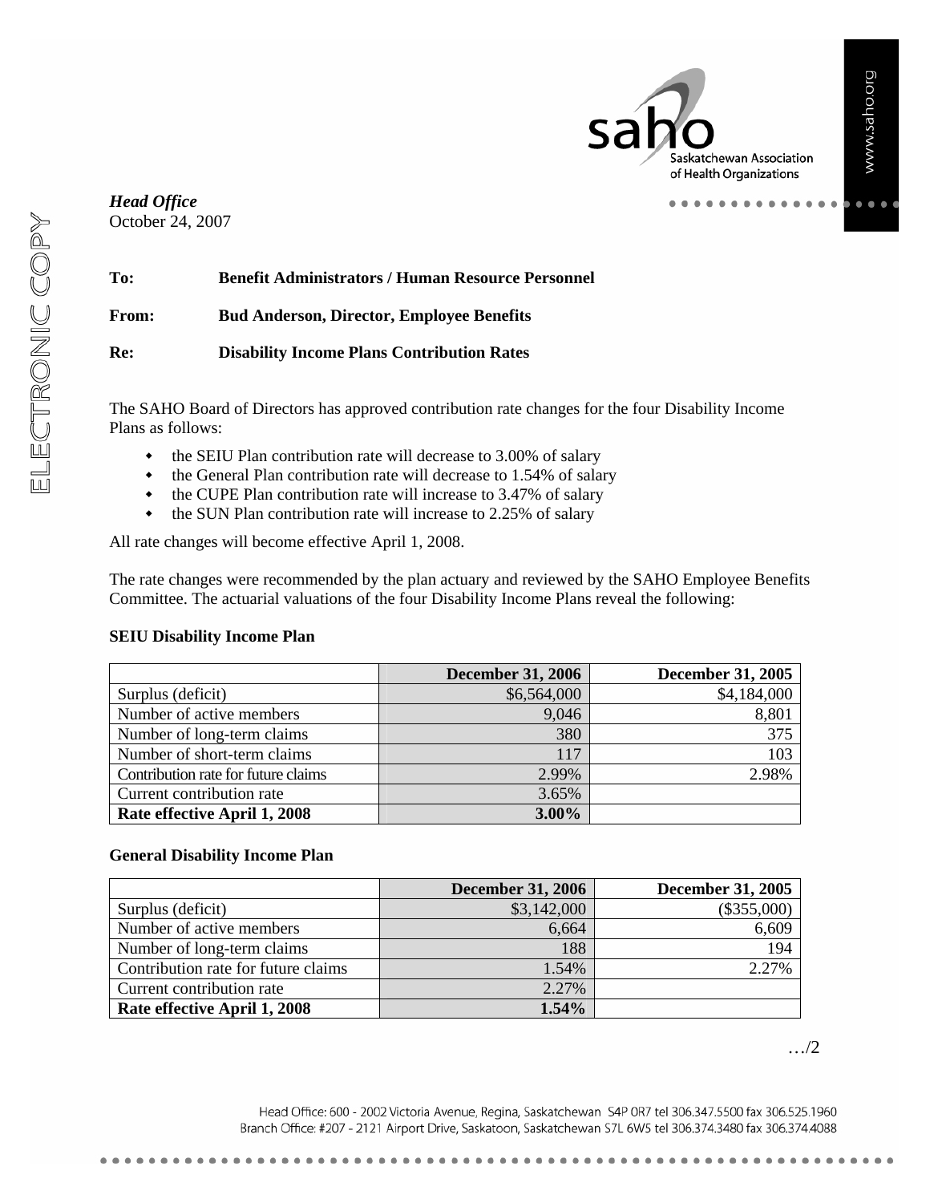*Head Office*
October 24, 2007

**To:** **Benefit Administrators / Human Resource Personnel**

**From:** **Bud Anderson, Director, Employee Benefits**

**Re:** **Disability Income Plans Contribution Rates**

The SAHO Board of Directors has approved contribution rate changes for the four Disability Income Plans as follows:

- the SEIU Plan contribution rate will decrease to 3.00% of salary
- the General Plan contribution rate will decrease to 1.54% of salary
- the CUPE Plan contribution rate will increase to 3.47% of salary
- the SUN Plan contribution rate will increase to 2.25% of salary

All rate changes will become effective April 1, 2008.

The rate changes were recommended by the plan actuary and reviewed by the SAHO Employee Benefits Committee. The actuarial valuations of the four Disability Income Plans reveal the following:

**SEIU Disability Income Plan**

| | December 31, 2006 | December 31, 2005 |
|---|---|---|
| Surplus (deficit) | $6,564,000 | $4,184,000 |
| Number of active members | 9,046 | 8,801 |
| Number of long-term claims | 380 | 375 |
| Number of short-term claims | 117 | 103 |
| Contribution rate for future claims | 2.99% | 2.98% |
| Current contribution rate | 3.65% | |
| **Rate effective April 1, 2008** | **3.00%** | |

**General Disability Income Plan**

| | December 31, 2006 | December 31, 2005 |
|---|---|---|
| Surplus (deficit) | $3,142,000 | ($355,000) |
| Number of active members | 6,664 | 6,609 |
| Number of long-term claims | 188 | 194 |
| Contribution rate for future claims | 1.54% | 2.27% |
| Current contribution rate | 2.27% | |
| **Rate effective April 1, 2008** | **1.54%** | |

…/2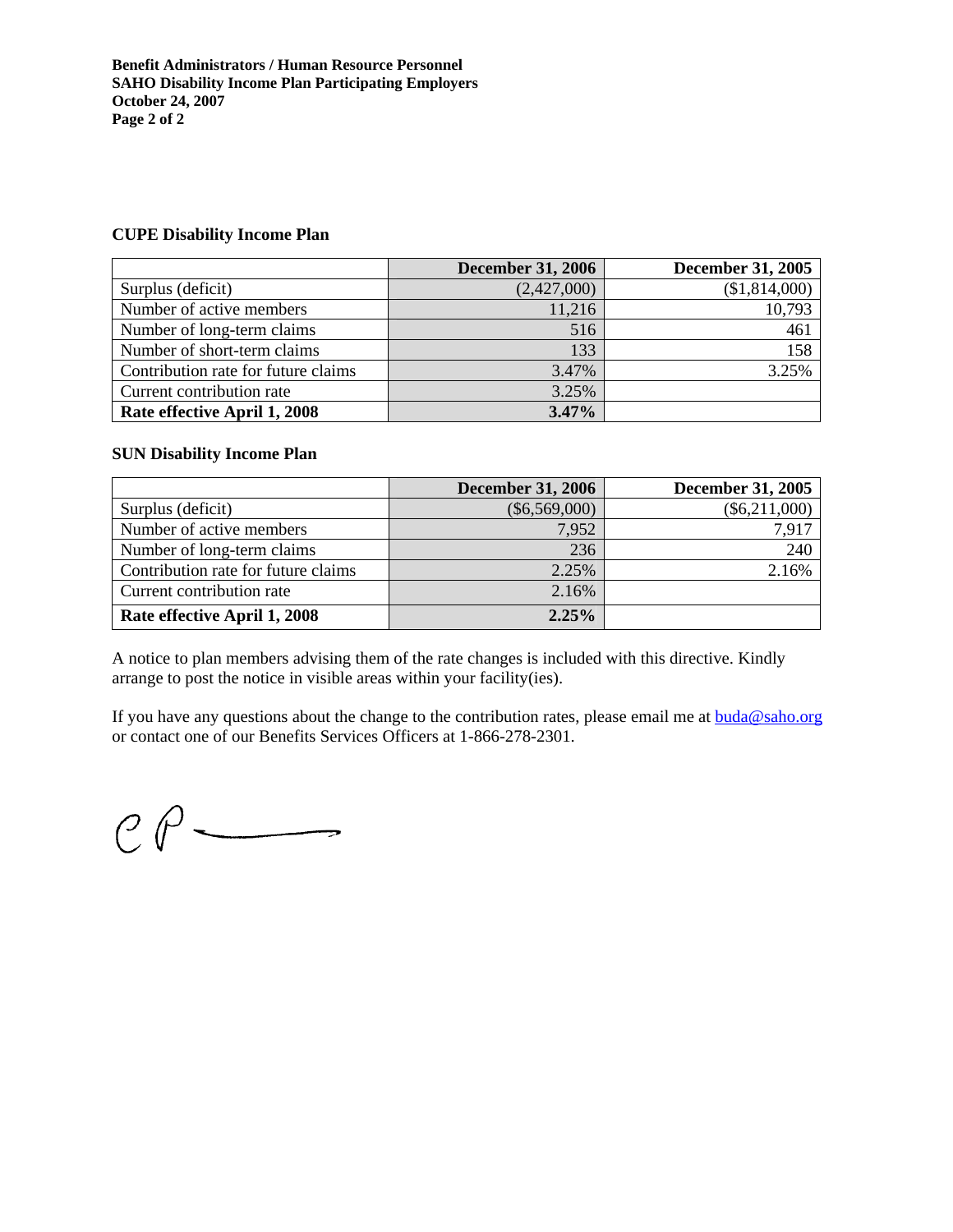**Benefit Administrators / Human Resource Personnel**
**SAHO Disability Income Plan Participating Employers**
**October 24, 2007**

### CUPE Disability Income Plan

| | December 31, 2006 | December 31, 2005 |
|---|---|---|
| Surplus (deficit) | (2,427,000) | ($1,814,000) |
| Number of active members | 11,216 | 10,793 |
| Number of long-term claims | 516 | 461 |
| Number of short-term claims | 133 | 158 |
| Contribution rate for future claims | 3.47% | 3.25% |
| Current contribution rate | 3.25% | |
| **Rate effective April 1, 2008** | **3.47%** | |

### SUN Disability Income Plan

| | December 31, 2006 | December 31, 2005 |
|---|---|---|
| Surplus (deficit) | ($6,569,000) | ($6,211,000) |
| Number of active members | 7,952 | 7,917 |
| Number of long-term claims | 236 | 240 |
| Contribution rate for future claims | 2.25% | 2.16% |
| Current contribution rate | 2.16% | |
| **Rate effective April 1, 2008** | **2.25%** | |

A notice to plan members advising them of the rate changes is included with this directive. Kindly arrange to post the notice in visible areas within your facility(ies).

If you have any questions about the change to the contribution rates, please email me at buda@saho.org or contact one of our Benefits Services Officers at 1-866-278-2301.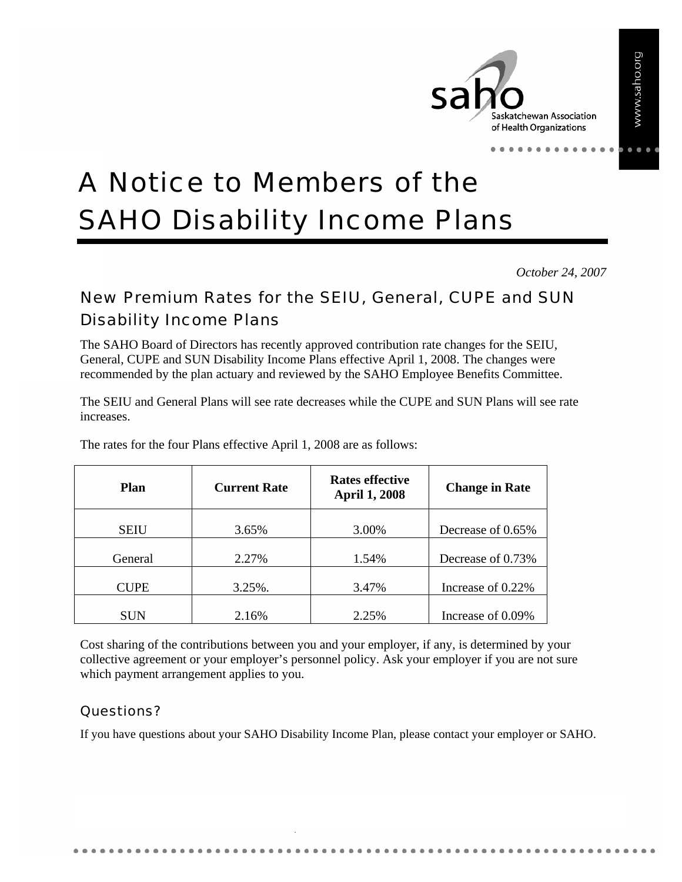# A Notice to Members of the SAHO Disability Income Plans

*October 24, 2007*

## New Premium Rates for the SEIU, General, CUPE and SUN Disability Income Plans

The SAHO Board of Directors has recently approved contribution rate changes for the SEIU, General, CUPE and SUN Disability Income Plans effective April 1, 2008. The changes were recommended by the plan actuary and reviewed by the SAHO Employee Benefits Committee.

The SEIU and General Plans will see rate decreases while the CUPE and SUN Plans will see rate increases.

The rates for the four Plans effective April 1, 2008 are as follows:

| Plan | Current Rate | Rates effective April 1, 2008 | Change in Rate |
|---|---|---|---|
| SEIU | 3.65% | 3.00% | Decrease of 0.65% |
| General | 2.27% | 1.54% | Decrease of 0.73% |
| CUPE | 3.25%. | 3.47% | Increase of 0.22% |
| SUN | 2.16% | 2.25% | Increase of 0.09% |

Cost sharing of the contributions between you and your employer, if any, is determined by your collective agreement or your employer's personnel policy. Ask your employer if you are not sure which payment arrangement applies to you.

## Questions?

If you have questions about your SAHO Disability Income Plan, please contact your employer or SAHO.